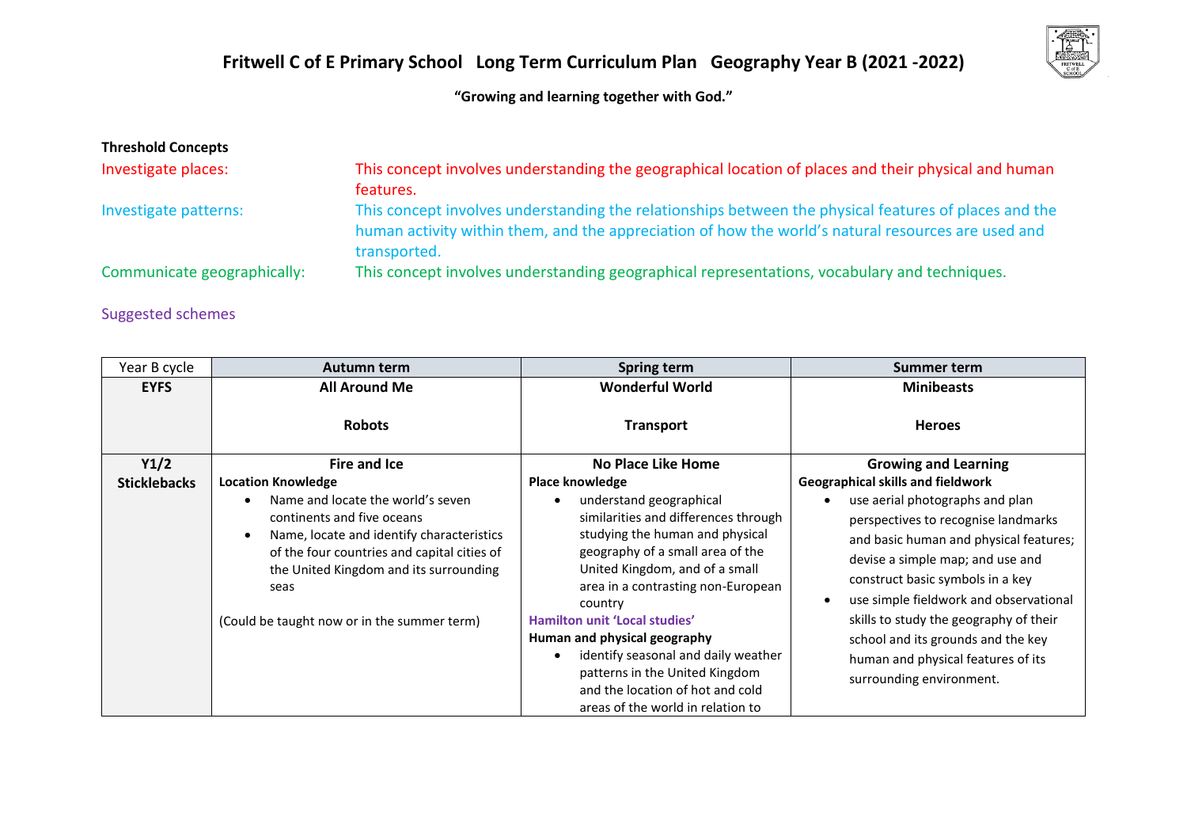# Fritwell C of E Primary School Long Term Curriculum Plan Geography Year B (2021 -2022)

**"Growing and learning together with God."**

**Threshold Concepts**

Investigate places: This concept involves understanding the geographical location of places and their physical and human features.

Investigate patterns: This concept involves understanding the relationships between the physical features of places and the human activity within them, and the appreciation of how the world's natural resources are used and transported.

Communicate geographically: This concept involves understanding geographical representations, vocabulary and techniques.

Suggested schemes

| Year B cycle | Autumn term | Spring term | Summer term |
|---|---|---|---|
| **EYFS** | **All Around Me**<br><br>**Robots** | **Wonderful World**<br><br>**Transport** | **Minibeasts**<br><br>**Heroes** |
| **Y1/2 Sticklebacks** | **Fire and Ice**<br>**Location Knowledge**<br>• Name and locate the world's seven continents and five oceans<br>• Name, locate and identify characteristics of the four countries and capital cities of the United Kingdom and its surrounding seas<br><br>(Could be taught now or in the summer term) | **No Place Like Home**<br>**Place knowledge**<br>• understand geographical similarities and differences through studying the human and physical geography of a small area of the United Kingdom, and of a small area in a contrasting non-European country<br>**Hamilton unit 'Local studies'**<br>**Human and physical geography**<br>• identify seasonal and daily weather patterns in the United Kingdom and the location of hot and cold areas of the world in relation to | **Growing and Learning**<br>**Geographical skills and fieldwork**<br>• use aerial photographs and plan perspectives to recognise landmarks and basic human and physical features; devise a simple map; and use and construct basic symbols in a key<br>• use simple fieldwork and observational skills to study the geography of their school and its grounds and the key human and physical features of its surrounding environment. |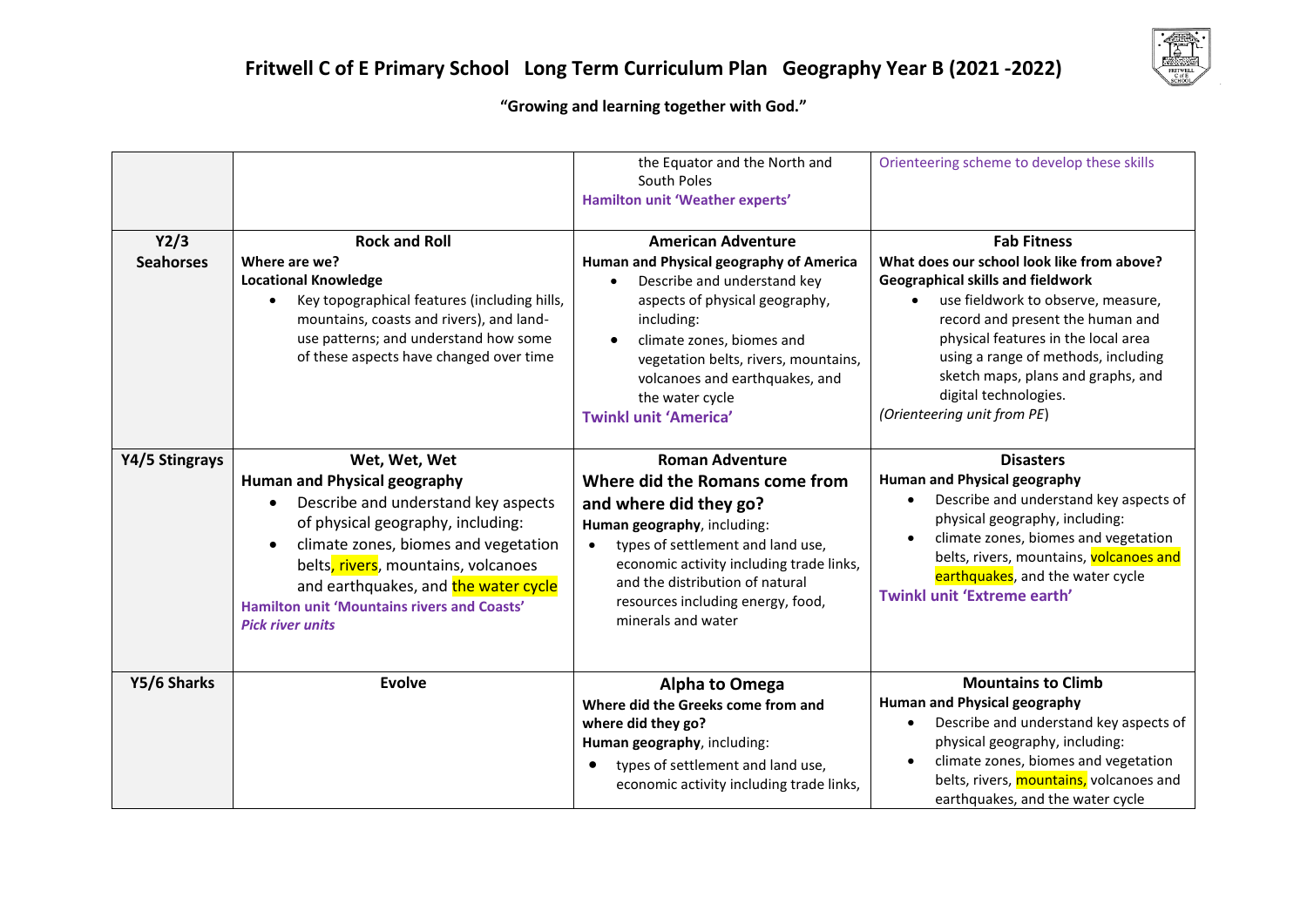# Fritwell C of E Primary School Long Term Curriculum Plan Geography Year B (2021 -2022)

**"Growing and learning together with God."**

| | | | |
|---|---|---|---|
| | | the Equator and the North and South Poles<br>**Hamilton unit 'Weather experts'** | Orienteering scheme to develop these skills |
| **Y2/3 Seahorses** | **Rock and Roll**<br>**Where are we?**<br>**Locational Knowledge**<br>• Key topographical features (including hills, mountains, coasts and rivers), and land-use patterns; and understand how some of these aspects have changed over time | **American Adventure**<br>**Human and Physical geography of America**<br>• Describe and understand key aspects of physical geography, including:<br>• climate zones, biomes and vegetation belts, rivers, mountains, volcanoes and earthquakes, and the water cycle<br>**Twinkl unit 'America'** | **Fab Fitness**<br>**What does our school look like from above?**<br>**Geographical skills and fieldwork**<br>• use fieldwork to observe, measure, record and present the human and physical features in the local area using a range of methods, including sketch maps, plans and graphs, and digital technologies.<br>*(Orienteering unit from PE)* |
| **Y4/5 Stingrays** | **Wet, Wet, Wet**<br>**Human and Physical geography**<br>• Describe and understand key aspects of physical geography, including:<br>• climate zones, biomes and vegetation belts, rivers, mountains, volcanoes and earthquakes, and the water cycle<br>**Hamilton unit 'Mountains rivers and Coasts'**<br>***Pick river units*** | **Roman Adventure**<br>**Where did the Romans come from and where did they go?**<br>**Human geography**, including:<br>• types of settlement and land use, economic activity including trade links, and the distribution of natural resources including energy, food, minerals and water | **Disasters**<br>**Human and Physical geography**<br>• Describe and understand key aspects of physical geography, including:<br>• climate zones, biomes and vegetation belts, rivers, mountains, volcanoes and earthquakes, and the water cycle<br>**Twinkl unit 'Extreme earth'** |
| **Y5/6 Sharks** | **Evolve** | **Alpha to Omega**<br>**Where did the Greeks come from and where did they go?**<br>**Human geography**, including:<br>• types of settlement and land use, economic activity including trade links, | **Mountains to Climb**<br>**Human and Physical geography**<br>• Describe and understand key aspects of physical geography, including:<br>• climate zones, biomes and vegetation belts, rivers, mountains, volcanoes and earthquakes, and the water cycle |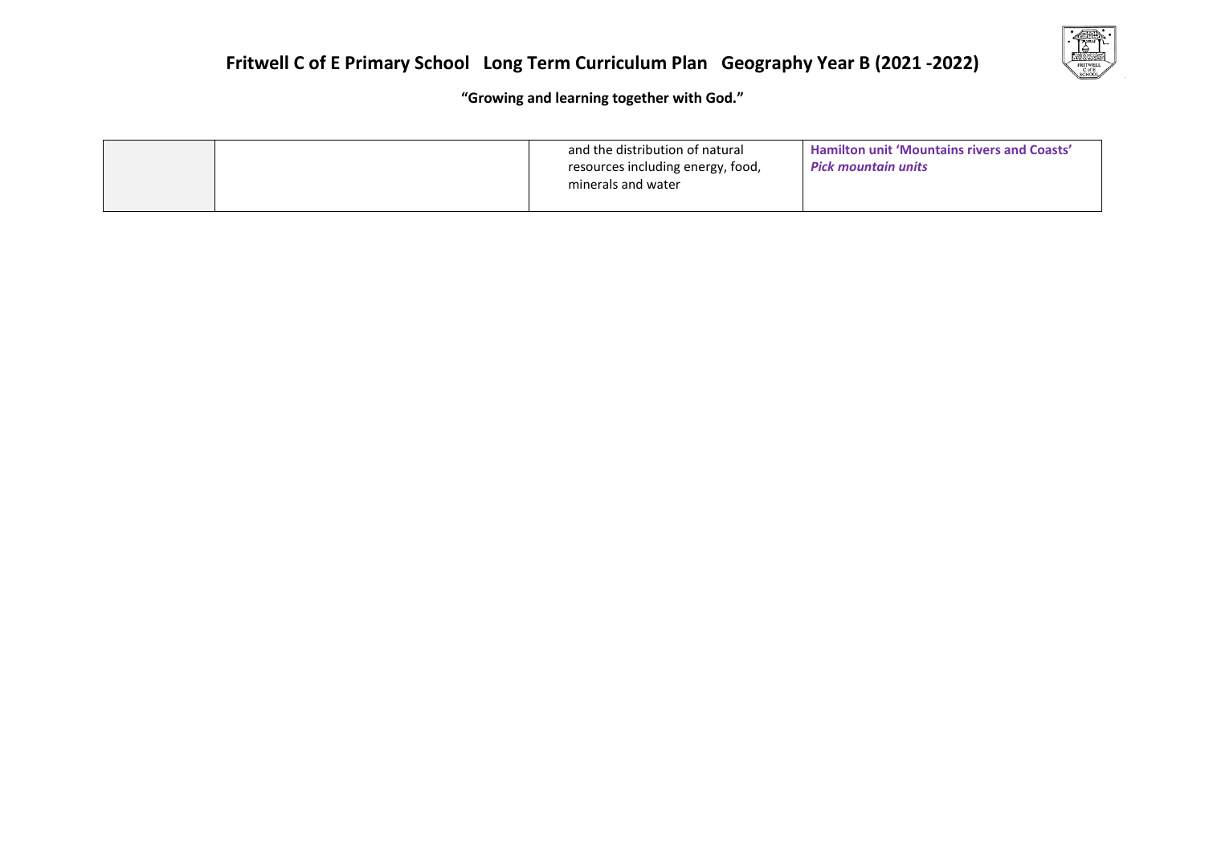# Fritwell C of E Primary School Long Term Curriculum Plan Geography Year B (2021 -2022)

**"Growing and learning together with God."**

| | | | |
|---|---|---|---|
| | | and the distribution of natural resources including energy, food, minerals and water | **Hamilton unit 'Mountains rivers and Coasts'** ***Pick mountain units*** |